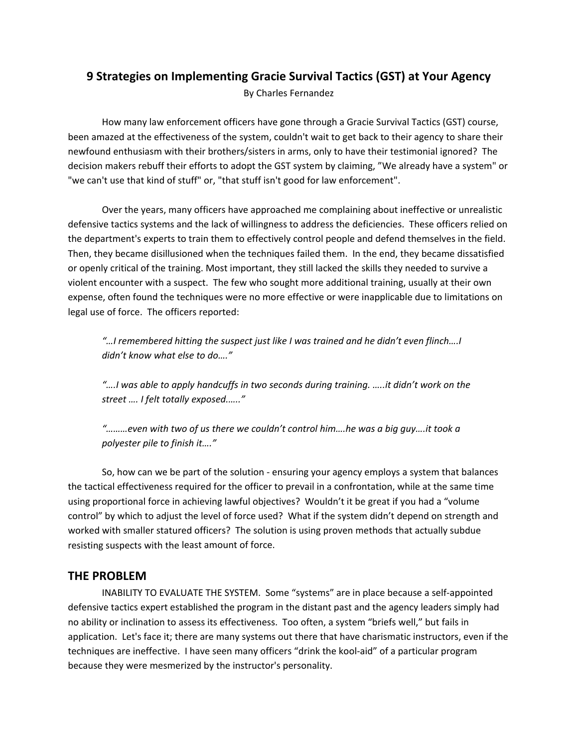# 9 Strategies on Implementing Gracie Survival Tactics (GST) at Your Agency

By Charles Fernandez

How many law enforcement officers have gone through a Gracie Survival Tactics (GST) course, been amazed at the effectiveness of the system, couldn't wait to get back to their agency to share their newfound enthusiasm with their brothers/sisters in arms, only to have their testimonial ignored? The decision makers rebuff their efforts to adopt the GST system by claiming, "We already have a system" or "we can't use that kind of stuff" or, "that stuff isn't good for law enforcement".

Over the years, many officers have approached me complaining about ineffective or unrealistic defensive tactics systems and the lack of willingness to address the deficiencies. These officers relied on the department's experts to train them to effectively control people and defend themselves in the field. Then, they became disillusioned when the techniques failed them. In the end, they became dissatisfied or openly critical of the training. Most important, they still lacked the skills they needed to survive a violent encounter with a suspect. The few who sought more additional training, usually at their own expense, often found the techniques were no more effective or were inapplicable due to limitations on legal use of force. The officers reported:

> *"…I remembered hitting the suspect just like I was trained and he didn't even flinch….I didn't know what else to do…."*
>
> *"….I was able to apply handcuffs in two seconds during training. …..it didn't work on the street …. I felt totally exposed……"*
>
> *"………even with two of us there we couldn't control him….he was a big guy….it took a polyester pile to finish it…."*

So, how can we be part of the solution - ensuring your agency employs a system that balances the tactical effectiveness required for the officer to prevail in a confrontation, while at the same time using proportional force in achieving lawful objectives? Wouldn't it be great if you had a "volume control" by which to adjust the level of force used? What if the system didn't depend on strength and worked with smaller statured officers? The solution is using proven methods that actually subdue resisting suspects with the least amount of force.

## THE PROBLEM

INABILITY TO EVALUATE THE SYSTEM. Some "systems" are in place because a self-appointed defensive tactics expert established the program in the distant past and the agency leaders simply had no ability or inclination to assess its effectiveness. Too often, a system "briefs well," but fails in application. Let's face it; there are many systems out there that have charismatic instructors, even if the techniques are ineffective. I have seen many officers "drink the kool-aid" of a particular program because they were mesmerized by the instructor's personality.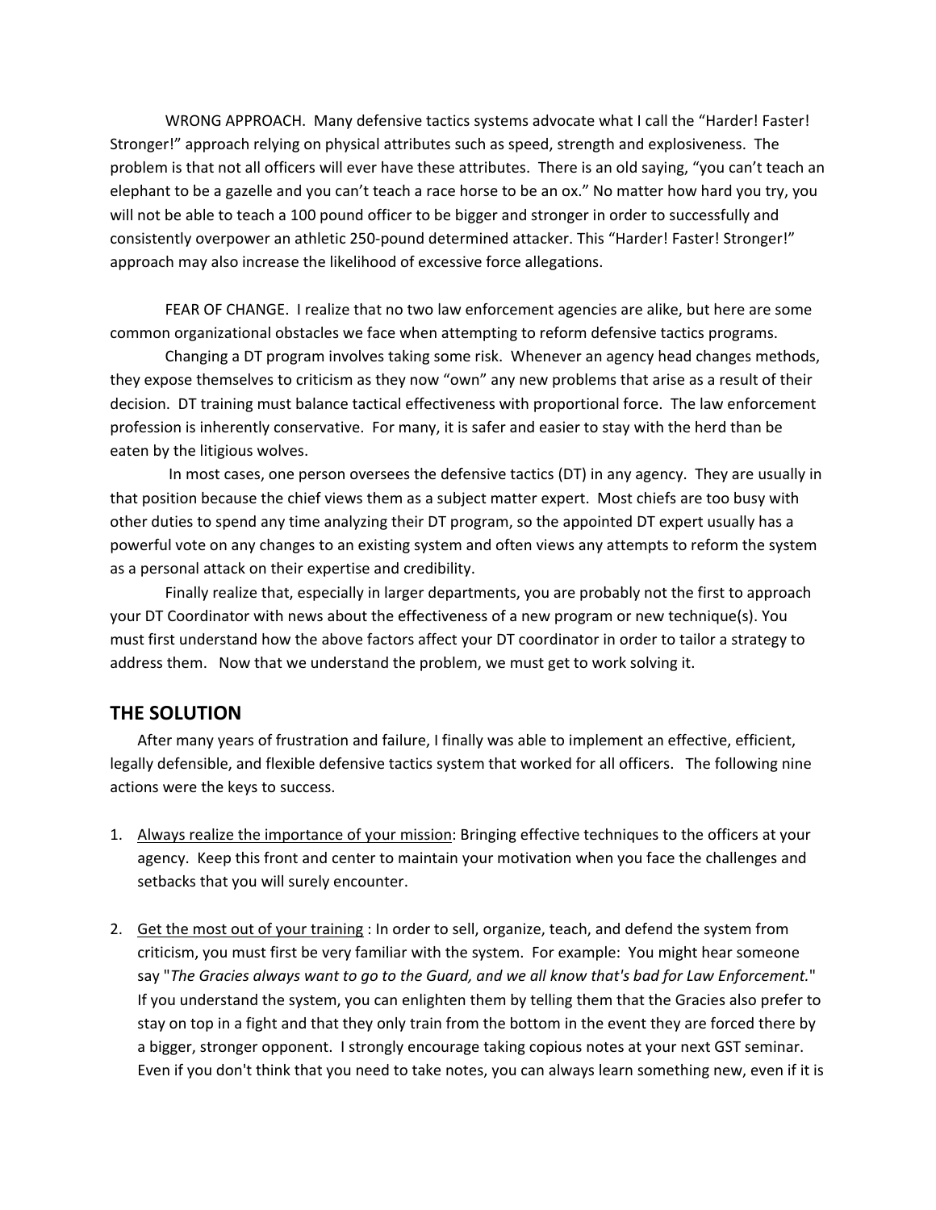WRONG APPROACH. Many defensive tactics systems advocate what I call the "Harder! Faster! Stronger!" approach relying on physical attributes such as speed, strength and explosiveness. The problem is that not all officers will ever have these attributes. There is an old saying, "you can't teach an elephant to be a gazelle and you can't teach a race horse to be an ox." No matter how hard you try, you will not be able to teach a 100 pound officer to be bigger and stronger in order to successfully and consistently overpower an athletic 250-pound determined attacker. This "Harder! Faster! Stronger!" approach may also increase the likelihood of excessive force allegations.

FEAR OF CHANGE. I realize that no two law enforcement agencies are alike, but here are some common organizational obstacles we face when attempting to reform defensive tactics programs.

Changing a DT program involves taking some risk. Whenever an agency head changes methods, they expose themselves to criticism as they now "own" any new problems that arise as a result of their decision. DT training must balance tactical effectiveness with proportional force. The law enforcement profession is inherently conservative. For many, it is safer and easier to stay with the herd than be eaten by the litigious wolves.

In most cases, one person oversees the defensive tactics (DT) in any agency. They are usually in that position because the chief views them as a subject matter expert. Most chiefs are too busy with other duties to spend any time analyzing their DT program, so the appointed DT expert usually has a powerful vote on any changes to an existing system and often views any attempts to reform the system as a personal attack on their expertise and credibility.

Finally realize that, especially in larger departments, you are probably not the first to approach your DT Coordinator with news about the effectiveness of a new program or new technique(s). You must first understand how the above factors affect your DT coordinator in order to tailor a strategy to address them. Now that we understand the problem, we must get to work solving it.

## THE SOLUTION

After many years of frustration and failure, I finally was able to implement an effective, efficient, legally defensible, and flexible defensive tactics system that worked for all officers. The following nine actions were the keys to success.

1. Always realize the importance of your mission: Bringing effective techniques to the officers at your agency. Keep this front and center to maintain your motivation when you face the challenges and setbacks that you will surely encounter.

2. Get the most out of your training : In order to sell, organize, teach, and defend the system from criticism, you must first be very familiar with the system. For example: You might hear someone say "*The Gracies always want to go to the Guard, and we all know that's bad for Law Enforcement.*" If you understand the system, you can enlighten them by telling them that the Gracies also prefer to stay on top in a fight and that they only train from the bottom in the event they are forced there by a bigger, stronger opponent. I strongly encourage taking copious notes at your next GST seminar. Even if you don't think that you need to take notes, you can always learn something new, even if it is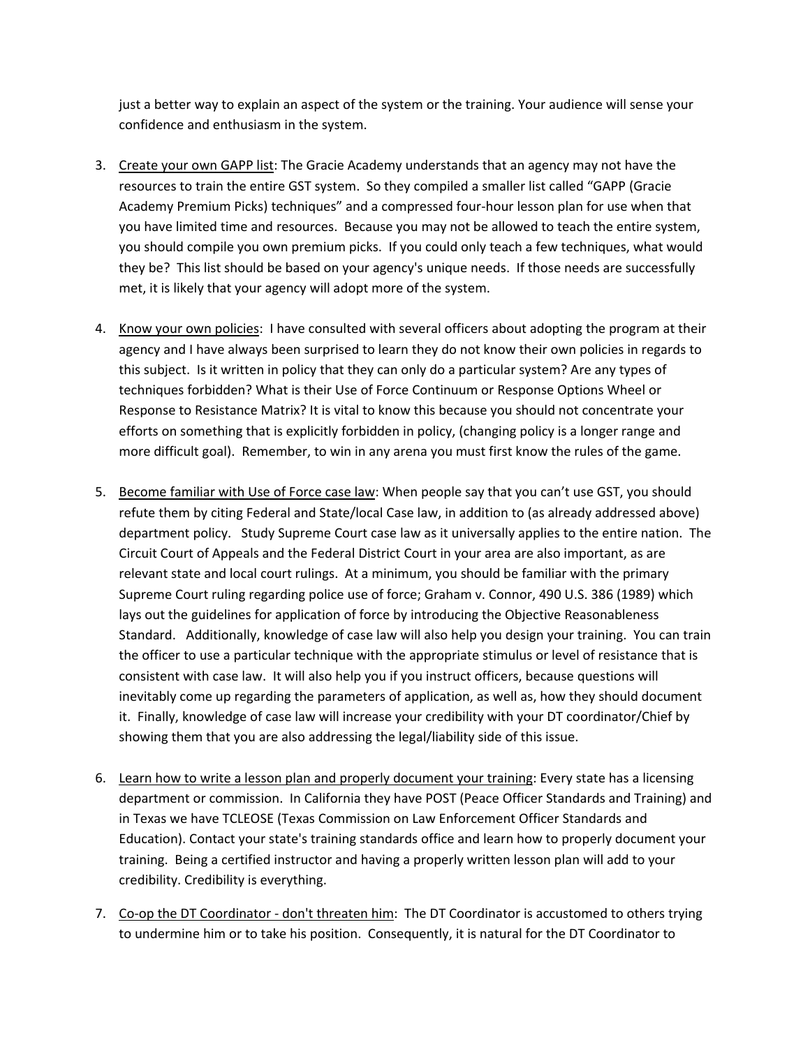just a better way to explain an aspect of the system or the training. Your audience will sense your confidence and enthusiasm in the system.

3. Create your own GAPP list: The Gracie Academy understands that an agency may not have the resources to train the entire GST system. So they compiled a smaller list called "GAPP (Gracie Academy Premium Picks) techniques" and a compressed four-hour lesson plan for use when that you have limited time and resources. Because you may not be allowed to teach the entire system, you should compile you own premium picks. If you could only teach a few techniques, what would they be? This list should be based on your agency's unique needs. If those needs are successfully met, it is likely that your agency will adopt more of the system.

4. Know your own policies: I have consulted with several officers about adopting the program at their agency and I have always been surprised to learn they do not know their own policies in regards to this subject. Is it written in policy that they can only do a particular system? Are any types of techniques forbidden? What is their Use of Force Continuum or Response Options Wheel or Response to Resistance Matrix? It is vital to know this because you should not concentrate your efforts on something that is explicitly forbidden in policy, (changing policy is a longer range and more difficult goal). Remember, to win in any arena you must first know the rules of the game.

5. Become familiar with Use of Force case law: When people say that you can't use GST, you should refute them by citing Federal and State/local Case law, in addition to (as already addressed above) department policy. Study Supreme Court case law as it universally applies to the entire nation. The Circuit Court of Appeals and the Federal District Court in your area are also important, as are relevant state and local court rulings. At a minimum, you should be familiar with the primary Supreme Court ruling regarding police use of force; Graham v. Connor, 490 U.S. 386 (1989) which lays out the guidelines for application of force by introducing the Objective Reasonableness Standard. Additionally, knowledge of case law will also help you design your training. You can train the officer to use a particular technique with the appropriate stimulus or level of resistance that is consistent with case law. It will also help you if you instruct officers, because questions will inevitably come up regarding the parameters of application, as well as, how they should document it. Finally, knowledge of case law will increase your credibility with your DT coordinator/Chief by showing them that you are also addressing the legal/liability side of this issue.

6. Learn how to write a lesson plan and properly document your training: Every state has a licensing department or commission. In California they have POST (Peace Officer Standards and Training) and in Texas we have TCLEOSE (Texas Commission on Law Enforcement Officer Standards and Education). Contact your state's training standards office and learn how to properly document your training. Being a certified instructor and having a properly written lesson plan will add to your credibility. Credibility is everything.

7. Co-op the DT Coordinator - don't threaten him: The DT Coordinator is accustomed to others trying to undermine him or to take his position. Consequently, it is natural for the DT Coordinator to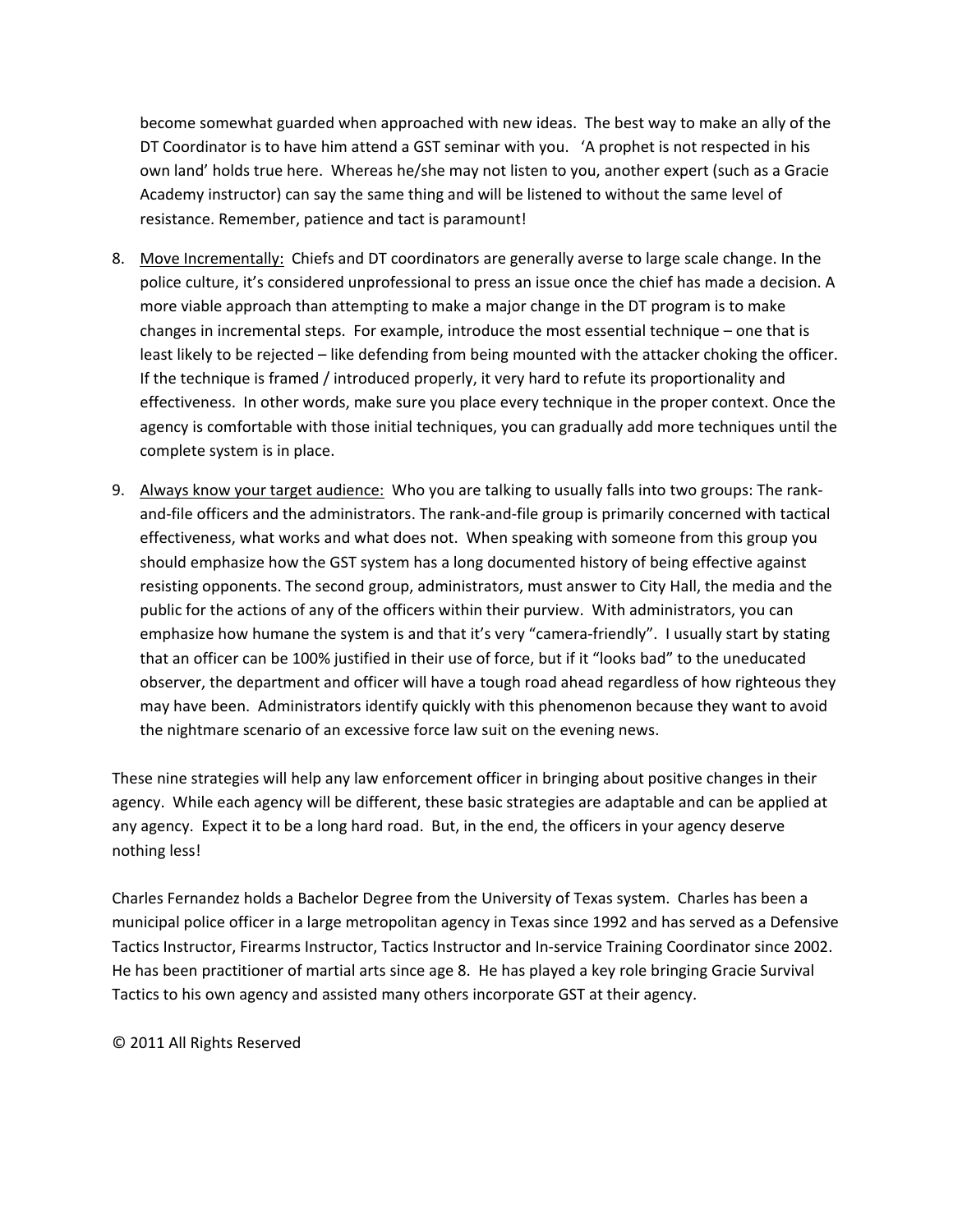become somewhat guarded when approached with new ideas. The best way to make an ally of the DT Coordinator is to have him attend a GST seminar with you. 'A prophet is not respected in his own land' holds true here. Whereas he/she may not listen to you, another expert (such as a Gracie Academy instructor) can say the same thing and will be listened to without the same level of resistance. Remember, patience and tact is paramount!

8. Move Incrementally: Chiefs and DT coordinators are generally averse to large scale change. In the police culture, it's considered unprofessional to press an issue once the chief has made a decision. A more viable approach than attempting to make a major change in the DT program is to make changes in incremental steps. For example, introduce the most essential technique – one that is least likely to be rejected – like defending from being mounted with the attacker choking the officer. If the technique is framed / introduced properly, it very hard to refute its proportionality and effectiveness. In other words, make sure you place every technique in the proper context. Once the agency is comfortable with those initial techniques, you can gradually add more techniques until the complete system is in place.

9. Always know your target audience: Who you are talking to usually falls into two groups: The rank-and-file officers and the administrators. The rank-and-file group is primarily concerned with tactical effectiveness, what works and what does not. When speaking with someone from this group you should emphasize how the GST system has a long documented history of being effective against resisting opponents. The second group, administrators, must answer to City Hall, the media and the public for the actions of any of the officers within their purview. With administrators, you can emphasize how humane the system is and that it's very "camera-friendly". I usually start by stating that an officer can be 100% justified in their use of force, but if it "looks bad" to the uneducated observer, the department and officer will have a tough road ahead regardless of how righteous they may have been. Administrators identify quickly with this phenomenon because they want to avoid the nightmare scenario of an excessive force law suit on the evening news.

These nine strategies will help any law enforcement officer in bringing about positive changes in their agency. While each agency will be different, these basic strategies are adaptable and can be applied at any agency. Expect it to be a long hard road. But, in the end, the officers in your agency deserve nothing less!

Charles Fernandez holds a Bachelor Degree from the University of Texas system. Charles has been a municipal police officer in a large metropolitan agency in Texas since 1992 and has served as a Defensive Tactics Instructor, Firearms Instructor, Tactics Instructor and In-service Training Coordinator since 2002. He has been practitioner of martial arts since age 8. He has played a key role bringing Gracie Survival Tactics to his own agency and assisted many others incorporate GST at their agency.

© 2011 All Rights Reserved